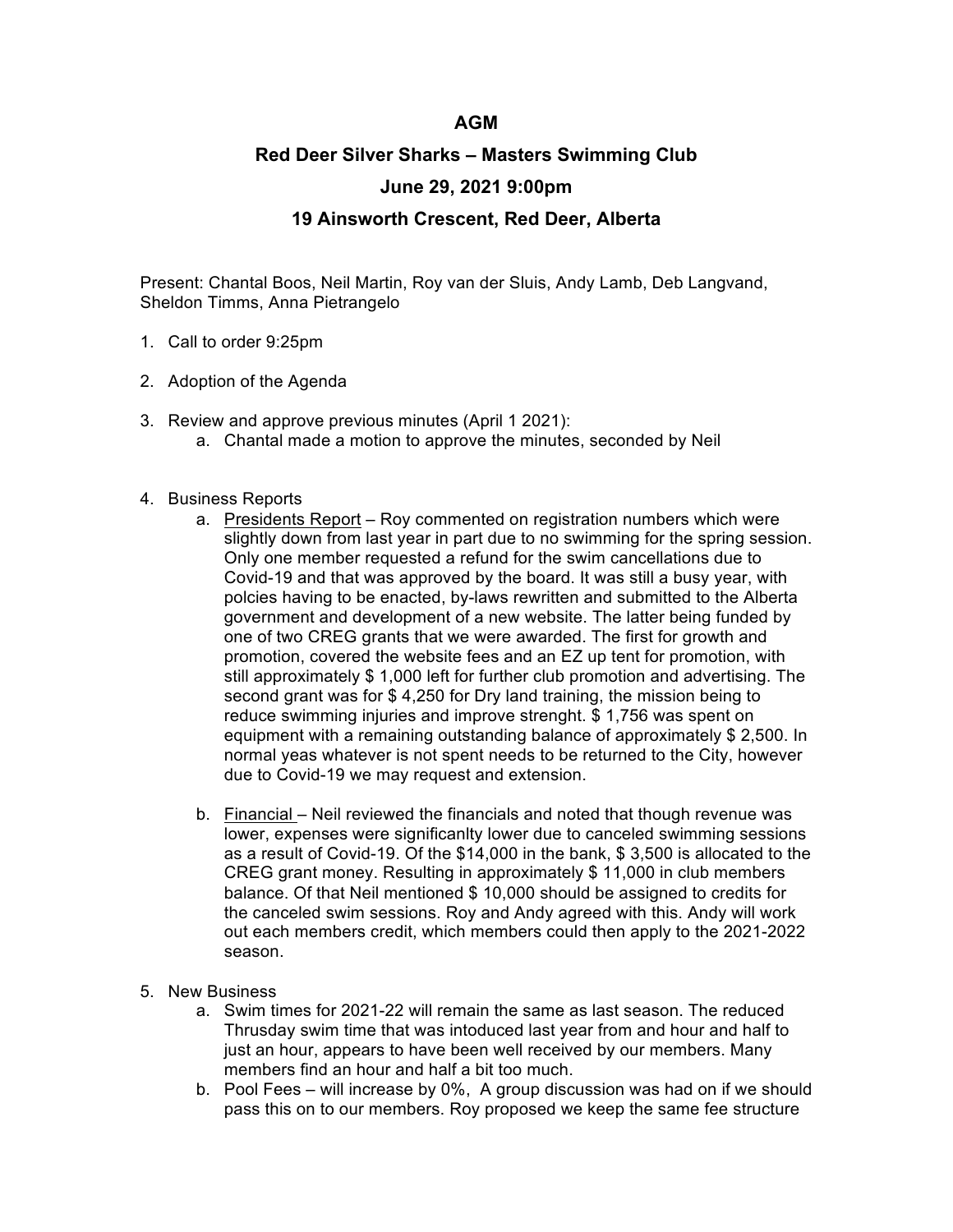**AGM**

**Red Deer Silver Sharks – Masters Swimming Club**

**June 29, 2021 9:00pm**

**19 Ainsworth Crescent, Red Deer, Alberta**

Present: Chantal Boos, Neil Martin, Roy van der Sluis, Andy Lamb, Deb Langvand, Sheldon Timms, Anna Pietrangelo

1. Call to order 9:25pm

2. Adoption of the Agenda

3. Review and approve previous minutes (April 1 2021):
   a. Chantal made a motion to approve the minutes, seconded by Neil

4. Business Reports
   a. Presidents Report – Roy commented on registration numbers which were slightly down from last year in part due to no swimming for the spring session. Only one member requested a refund for the swim cancellations due to Covid-19 and that was approved by the board. It was still a busy year, with polcies having to be enacted, by-laws rewritten and submitted to the Alberta government and development of a new website. The latter being funded by one of two CREG grants that we were awarded. The first for growth and promotion, covered the website fees and an EZ up tent for promotion, with still approximately $ 1,000 left for further club promotion and advertising. The second grant was for $ 4,250 for Dry land training, the mission being to reduce swimming injuries and improve strenght. $ 1,756 was spent on equipment with a remaining outstanding balance of approximately $ 2,500. In normal yeas whatever is not spent needs to be returned to the City, however due to Covid-19 we may request and extension.

   b. Financial – Neil reviewed the financials and noted that though revenue was lower, expenses were significanlty lower due to canceled swimming sessions as a result of Covid-19. Of the $14,000 in the bank, $ 3,500 is allocated to the CREG grant money. Resulting in approximately $ 11,000 in club members balance. Of that Neil mentioned $ 10,000 should be assigned to credits for the canceled swim sessions. Roy and Andy agreed with this. Andy will work out each members credit, which members could then apply to the 2021-2022 season.

5. New Business
   a. Swim times for 2021-22 will remain the same as last season. The reduced Thursday swim time that was intoduced last year from and hour and half to just an hour, appears to have been well received by our members. Many members find an hour and half a bit too much.
   b. Pool Fees – will increase by 0%, A group discussion was had on if we should pass this on to our members. Roy proposed we keep the same fee structure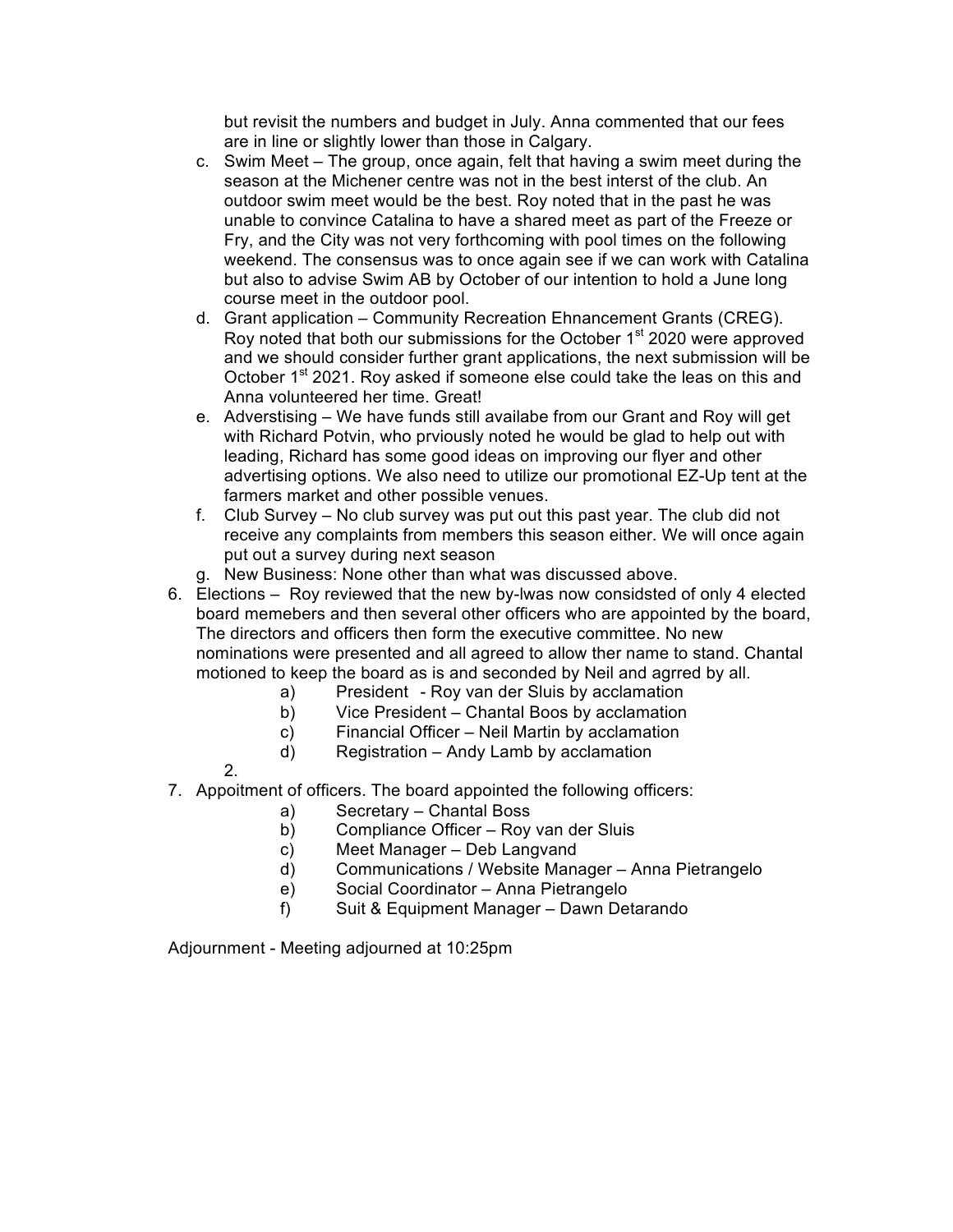but revisit the numbers and budget in July. Anna commented that our fees are in line or slightly lower than those in Calgary.

c. Swim Meet – The group, once again, felt that having a swim meet during the season at the Michener centre was not in the best interst of the club. An outdoor swim meet would be the best. Roy noted that in the past he was unable to convince Catalina to have a shared meet as part of the Freeze or Fry, and the City was not very forthcoming with pool times on the following weekend. The consensus was to once again see if we can work with Catalina but also to advise Swim AB by October of our intention to hold a June long course meet in the outdoor pool.

d. Grant application – Community Recreation Ehnancement Grants (CREG). Roy noted that both our submissions for the October 1st 2020 were approved and we should consider further grant applications, the next submission will be October 1st 2021. Roy asked if someone else could take the leas on this and Anna volunteered her time. Great!

e. Adverstising – We have funds still availabe from our Grant and Roy will get with Richard Potvin, who prviously noted he would be glad to help out with leading, Richard has some good ideas on improving our flyer and other advertising options. We also need to utilize our promotional EZ-Up tent at the farmers market and other possible venues.

f. Club Survey – No club survey was put out this past year. The club did not receive any complaints from members this season either. We will once again put out a survey during next season

g. New Business: None other than what was discussed above.

6. Elections – Roy reviewed that the new by-lwas now considsted of only 4 elected board memebers and then several other officers who are appointed by the board, The directors and officers then form the executive committee. No new nominations were presented and all agreed to allow ther name to stand. Chantal motioned to keep the board as is and seconded by Neil and agrred by all.
   - a) President - Roy van der Sluis by acclamation
   - b) Vice President – Chantal Boos by acclamation
   - c) Financial Officer – Neil Martin by acclamation
   - d) Registration – Andy Lamb by acclamation

   2.

7. Appoitment of officers. The board appointed the following officers:
   - a) Secretary – Chantal Boss
   - b) Compliance Officer – Roy van der Sluis
   - c) Meet Manager – Deb Langvand
   - d) Communications / Website Manager – Anna Pietrangelo
   - e) Social Coordinator – Anna Pietrangelo
   - f) Suit & Equipment Manager – Dawn Detarando

Adjournment - Meeting adjourned at 10:25pm